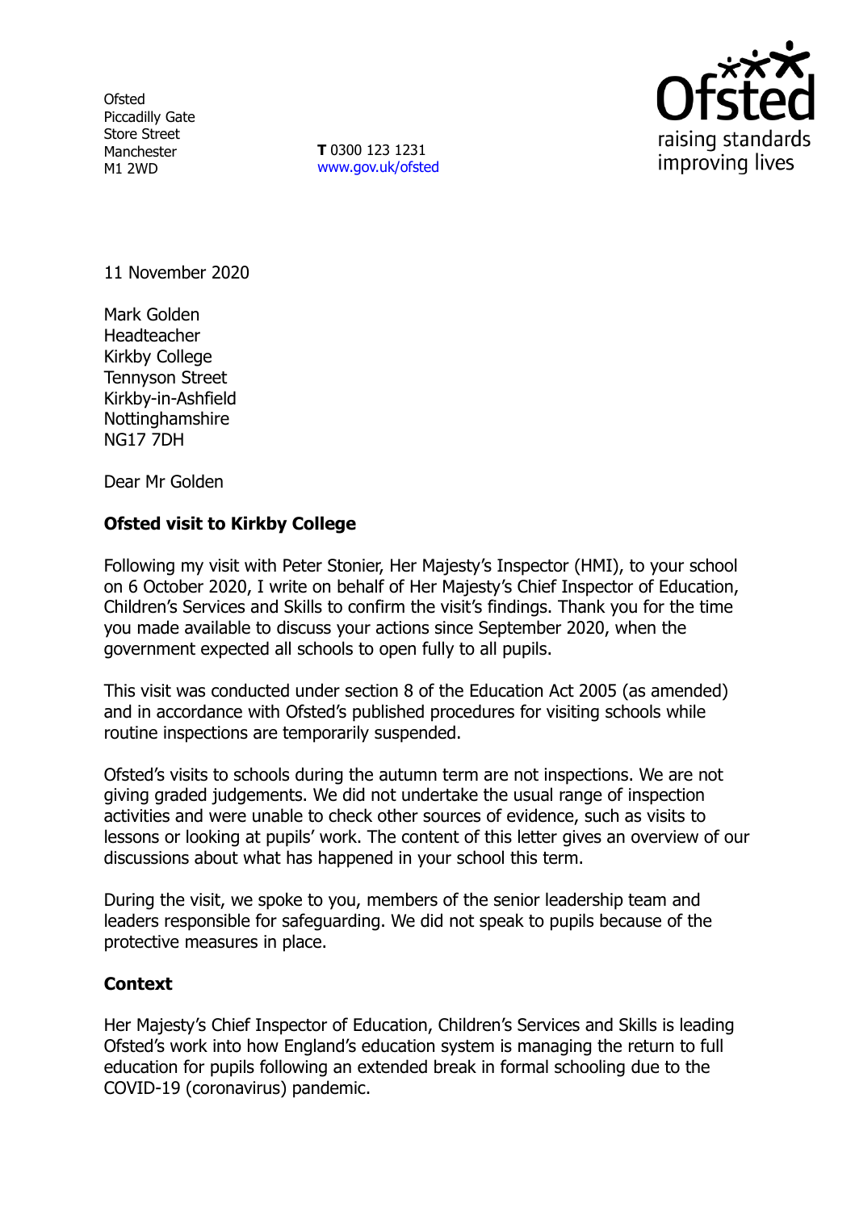Ofsted
Piccadilly Gate
Store Street
Manchester
M1 2WD

**T** 0300 123 1231
www.gov.uk/ofsted

11 November 2020

Mark Golden
Headteacher
Kirkby College
Tennyson Street
Kirkby-in-Ashfield
Nottinghamshire
NG17 7DH

Dear Mr Golden

**Ofsted visit to Kirkby College**

Following my visit with Peter Stonier, Her Majesty's Inspector (HMI), to your school on 6 October 2020, I write on behalf of Her Majesty's Chief Inspector of Education, Children's Services and Skills to confirm the visit's findings. Thank you for the time you made available to discuss your actions since September 2020, when the government expected all schools to open fully to all pupils.

This visit was conducted under section 8 of the Education Act 2005 (as amended) and in accordance with Ofsted's published procedures for visiting schools while routine inspections are temporarily suspended.

Ofsted's visits to schools during the autumn term are not inspections. We are not giving graded judgements. We did not undertake the usual range of inspection activities and were unable to check other sources of evidence, such as visits to lessons or looking at pupils' work. The content of this letter gives an overview of our discussions about what has happened in your school this term.

During the visit, we spoke to you, members of the senior leadership team and leaders responsible for safeguarding. We did not speak to pupils because of the protective measures in place.

**Context**

Her Majesty's Chief Inspector of Education, Children's Services and Skills is leading Ofsted's work into how England's education system is managing the return to full education for pupils following an extended break in formal schooling due to the COVID-19 (coronavirus) pandemic.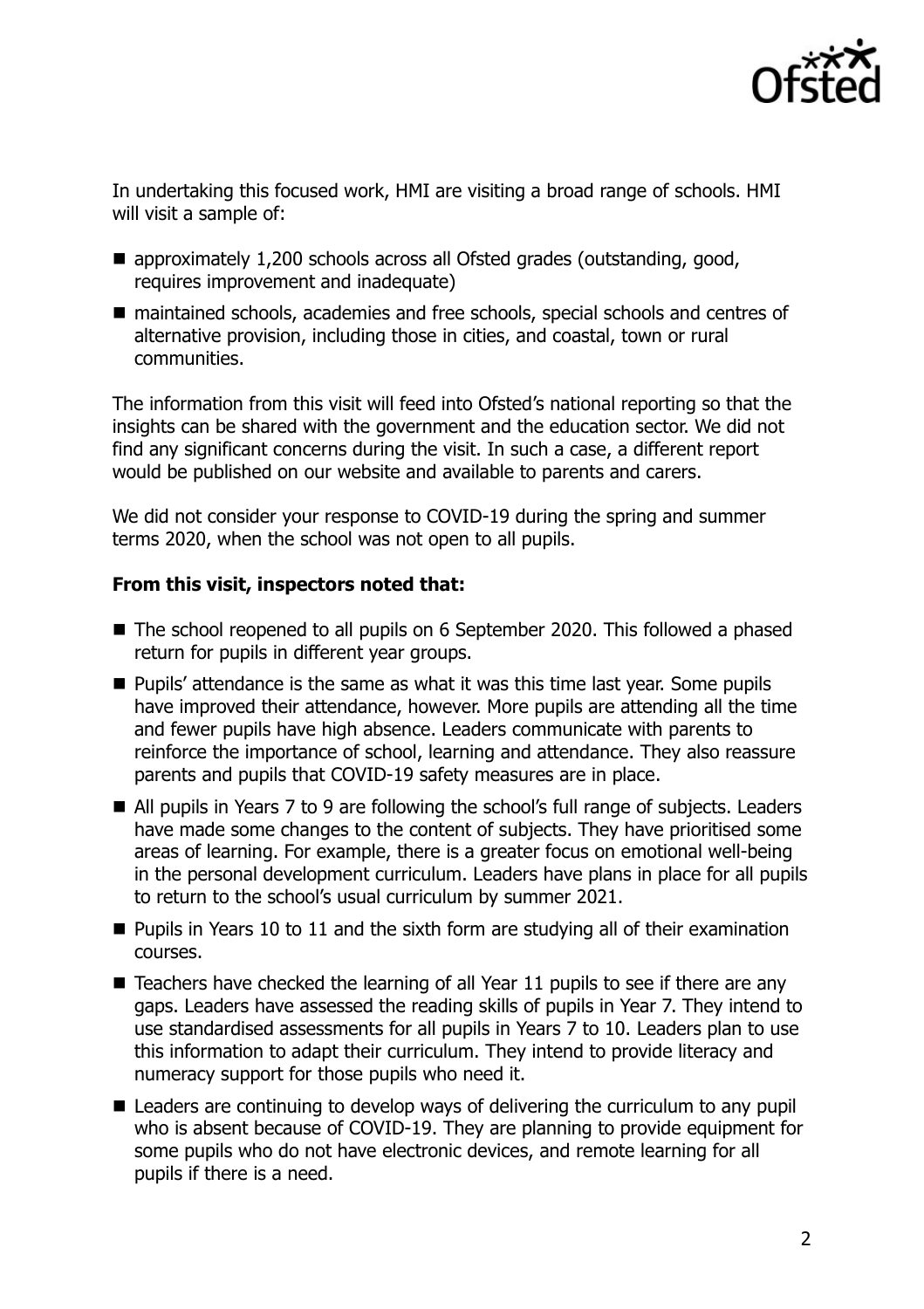In undertaking this focused work, HMI are visiting a broad range of schools. HMI will visit a sample of:

- approximately 1,200 schools across all Ofsted grades (outstanding, good, requires improvement and inadequate)
- maintained schools, academies and free schools, special schools and centres of alternative provision, including those in cities, and coastal, town or rural communities.

The information from this visit will feed into Ofsted's national reporting so that the insights can be shared with the government and the education sector. We did not find any significant concerns during the visit. In such a case, a different report would be published on our website and available to parents and carers.

We did not consider your response to COVID-19 during the spring and summer terms 2020, when the school was not open to all pupils.

**From this visit, inspectors noted that:**

- The school reopened to all pupils on 6 September 2020. This followed a phased return for pupils in different year groups.
- Pupils' attendance is the same as what it was this time last year. Some pupils have improved their attendance, however. More pupils are attending all the time and fewer pupils have high absence. Leaders communicate with parents to reinforce the importance of school, learning and attendance. They also reassure parents and pupils that COVID-19 safety measures are in place.
- All pupils in Years 7 to 9 are following the school's full range of subjects. Leaders have made some changes to the content of subjects. They have prioritised some areas of learning. For example, there is a greater focus on emotional well-being in the personal development curriculum. Leaders have plans in place for all pupils to return to the school's usual curriculum by summer 2021.
- Pupils in Years 10 to 11 and the sixth form are studying all of their examination courses.
- Teachers have checked the learning of all Year 11 pupils to see if there are any gaps. Leaders have assessed the reading skills of pupils in Year 7. They intend to use standardised assessments for all pupils in Years 7 to 10. Leaders plan to use this information to adapt their curriculum. They intend to provide literacy and numeracy support for those pupils who need it.
- Leaders are continuing to develop ways of delivering the curriculum to any pupil who is absent because of COVID-19. They are planning to provide equipment for some pupils who do not have electronic devices, and remote learning for all pupils if there is a need.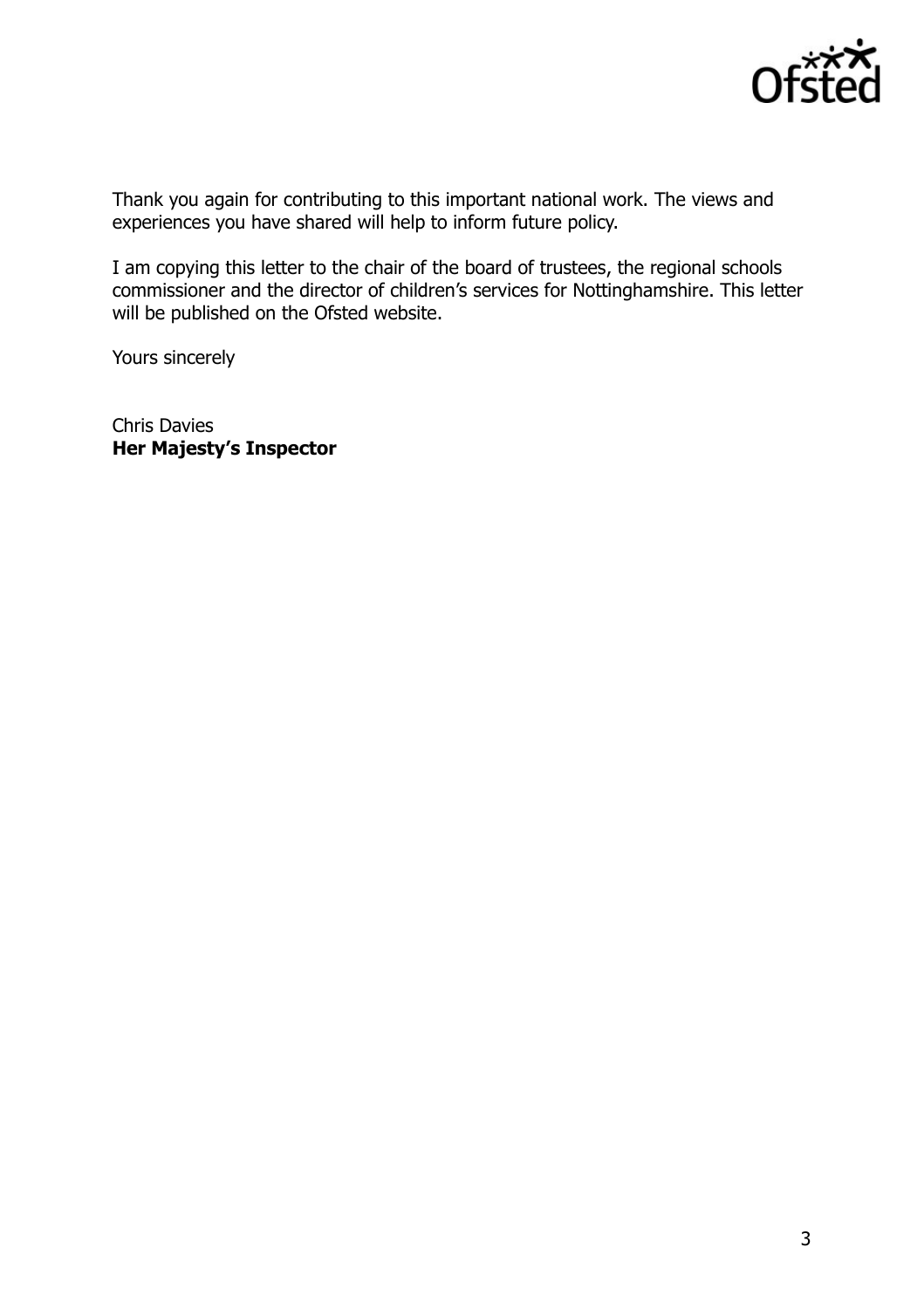Thank you again for contributing to this important national work. The views and experiences you have shared will help to inform future policy.

I am copying this letter to the chair of the board of trustees, the regional schools commissioner and the director of children's services for Nottinghamshire. This letter will be published on the Ofsted website.

Yours sincerely

Chris Davies
**Her Majesty's Inspector**